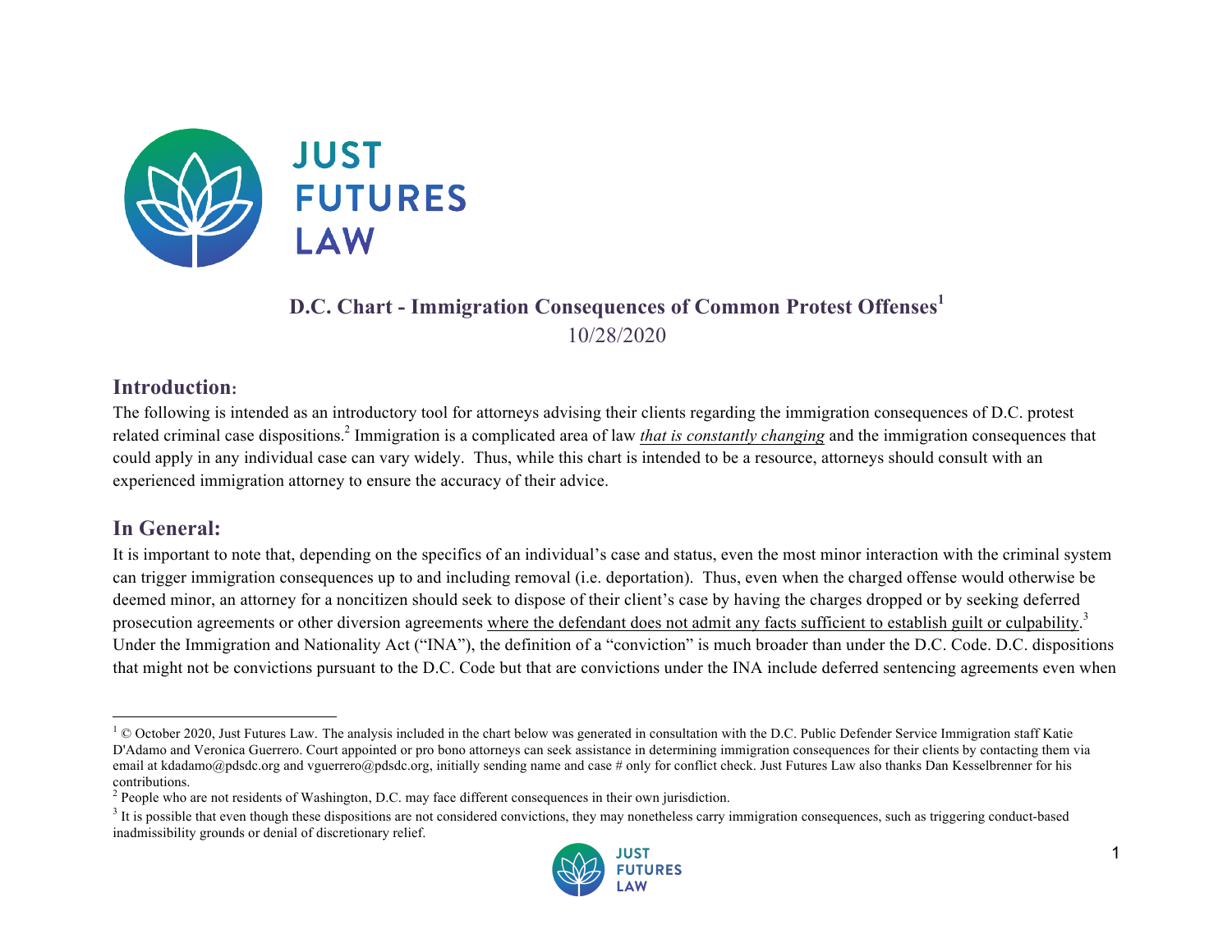# D.C. Chart - Immigration Consequences of Common Protest Offenses[1]

10/28/2020

## Introduction:

The following is intended as an introductory tool for attorneys advising their clients regarding the immigration consequences of D.C. protest related criminal case dispositions.[2] Immigration is a complicated area of law *that is constantly changing* and the immigration consequences that could apply in any individual case can vary widely. Thus, while this chart is intended to be a resource, attorneys should consult with an experienced immigration attorney to ensure the accuracy of their advice.

## In General:

It is important to note that, depending on the specifics of an individual's case and status, even the most minor interaction with the criminal system can trigger immigration consequences up to and including removal (i.e. deportation). Thus, even when the charged offense would otherwise be deemed minor, an attorney for a noncitizen should seek to dispose of their client's case by having the charges dropped or by seeking deferred prosecution agreements or other diversion agreements where the defendant does not admit any facts sufficient to establish guilt or culpability.[3] Under the Immigration and Nationality Act ("INA"), the definition of a "conviction" is much broader than under the D.C. Code. D.C. dispositions that might not be convictions pursuant to the D.C. Code but that are convictions under the INA include deferred sentencing agreements even when

---

[1] © October 2020, Just Futures Law. The analysis included in the chart below was generated in consultation with the D.C. Public Defender Service Immigration staff Katie D'Adamo and Veronica Guerrero. Court appointed or pro bono attorneys can seek assistance in determining immigration consequences for their clients by contacting them via email at kdadamo@pdsdc.org and vguerrero@pdsdc.org, initially sending name and case # only for conflict check. Just Futures Law also thanks Dan Kesselbrenner for his contributions.

[2] People who are not residents of Washington, D.C. may face different consequences in their own jurisdiction.

[3] It is possible that even though these dispositions are not considered convictions, they may nonetheless carry immigration consequences, such as triggering conduct-based inadmissibility grounds or denial of discretionary relief.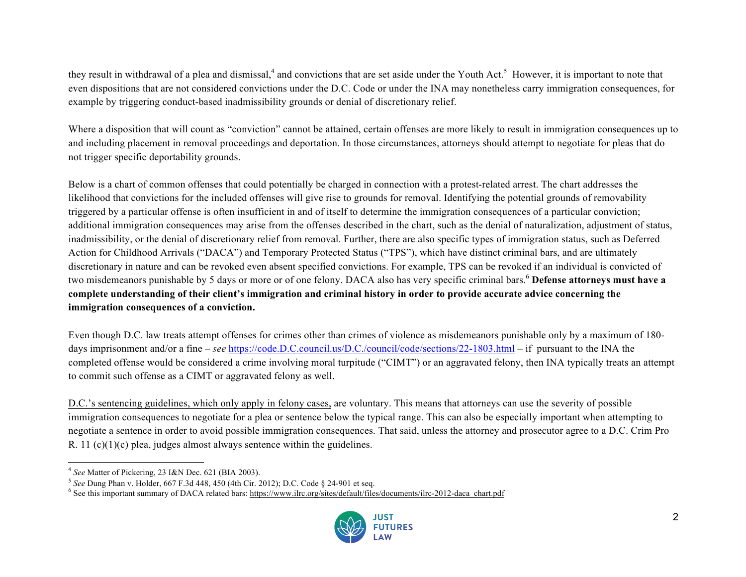they result in withdrawal of a plea and dismissal,[4] and convictions that are set aside under the Youth Act.[5] However, it is important to note that even dispositions that are not considered convictions under the D.C. Code or under the INA may nonetheless carry immigration consequences, for example by triggering conduct-based inadmissibility grounds or denial of discretionary relief.

Where a disposition that will count as "conviction" cannot be attained, certain offenses are more likely to result in immigration consequences up to and including placement in removal proceedings and deportation. In those circumstances, attorneys should attempt to negotiate for pleas that do not trigger specific deportability grounds.

Below is a chart of common offenses that could potentially be charged in connection with a protest-related arrest. The chart addresses the likelihood that convictions for the included offenses will give rise to grounds for removal. Identifying the potential grounds of removability triggered by a particular offense is often insufficient in and of itself to determine the immigration consequences of a particular conviction; additional immigration consequences may arise from the offenses described in the chart, such as the denial of naturalization, adjustment of status, inadmissibility, or the denial of discretionary relief from removal. Further, there are also specific types of immigration status, such as Deferred Action for Childhood Arrivals ("DACA") and Temporary Protected Status ("TPS"), which have distinct criminal bars, and are ultimately discretionary in nature and can be revoked even absent specified convictions. For example, TPS can be revoked if an individual is convicted of two misdemeanors punishable by 5 days or more or of one felony. DACA also has very specific criminal bars.[6] **Defense attorneys must have a complete understanding of their client's immigration and criminal history in order to provide accurate advice concerning the immigration consequences of a conviction.**

Even though D.C. law treats attempt offenses for crimes other than crimes of violence as misdemeanors punishable only by a maximum of 180-days imprisonment and/or a fine – *see* https://code.D.C.council.us/D.C./council/code/sections/22-1803.html – if pursuant to the INA the completed offense would be considered a crime involving moral turpitude ("CIMT") or an aggravated felony, then INA typically treats an attempt to commit such offense as a CIMT or aggravated felony as well.

D.C.'s sentencing guidelines, which only apply in felony cases, are voluntary. This means that attorneys can use the severity of possible immigration consequences to negotiate for a plea or sentence below the typical range. This can also be especially important when attempting to negotiate a sentence in order to avoid possible immigration consequences. That said, unless the attorney and prosecutor agree to a D.C. Crim Pro R. 11 (c)(1)(c) plea, judges almost always sentence within the guidelines.

---

[4] *See* Matter of Pickering, 23 I&N Dec. 621 (BIA 2003).

[5] *See* Dung Phan v. Holder, 667 F.3d 448, 450 (4th Cir. 2012); D.C. Code § 24-901 et seq.

[6] See this important summary of DACA related bars: https://www.ilrc.org/sites/default/files/documents/ilrc-2012-daca_chart.pdf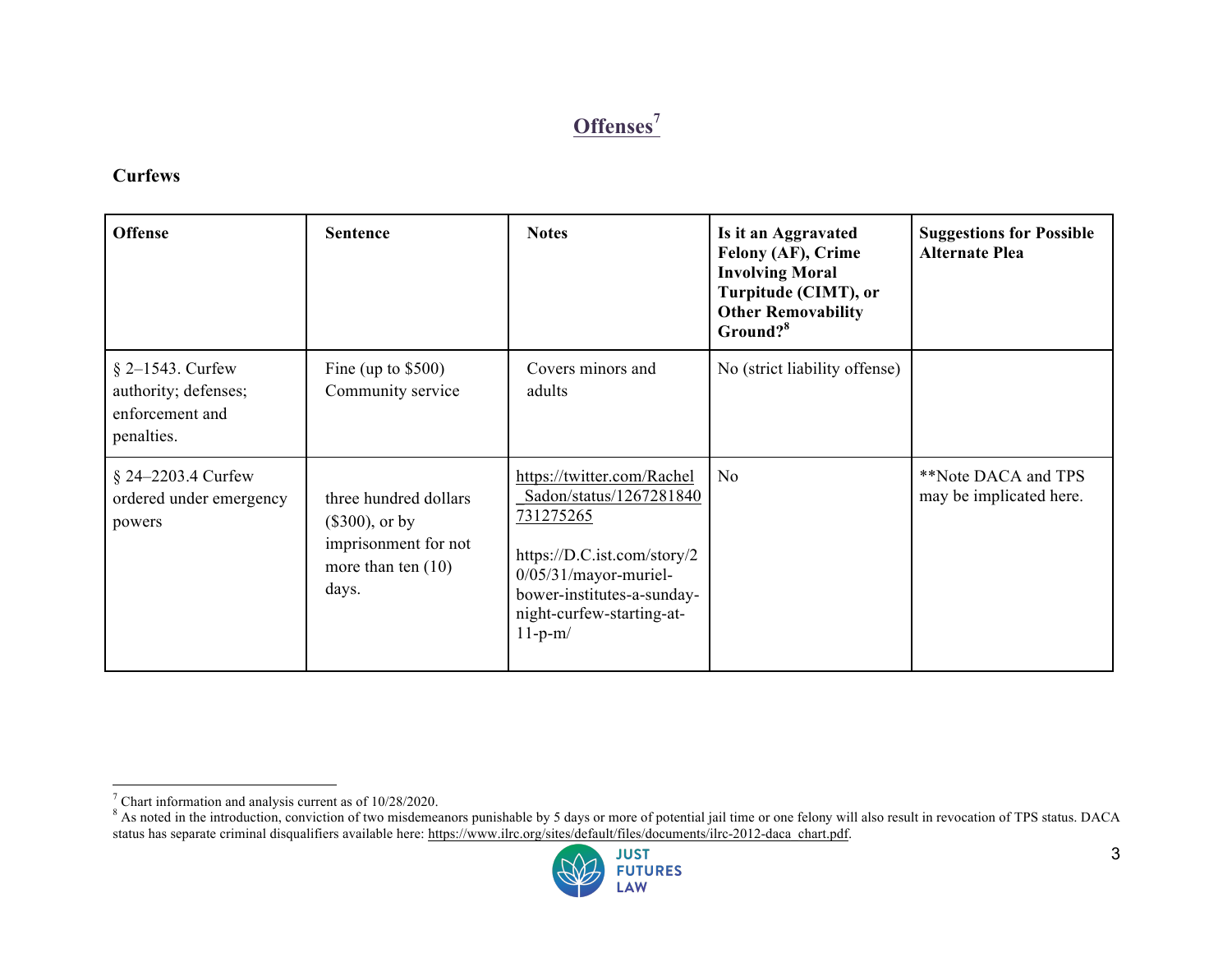## Offenses[7]

### Curfews

| Offense | Sentence | Notes | Is it an Aggravated Felony (AF), Crime Involving Moral Turpitude (CIMT), or Other Removability Ground?[8] | Suggestions for Possible Alternate Plea |
|---|---|---|---|---|
| § 2–1543. Curfew authority; defenses; enforcement and penalties. | Fine (up to $500) Community service | Covers minors and adults | No (strict liability offense) | |
| § 24–2203.4 Curfew ordered under emergency powers | three hundred dollars ($300), or by imprisonment for not more than ten (10) days. | https://twitter.com/Rachel_Sadon/status/1267281840731275265<br><br>https://D.C.ist.com/story/20/05/31/mayor-muriel-bower-institutes-a-sunday-night-curfew-starting-at-11-p-m/ | No | **Note DACA and TPS may be implicated here. |

[7] Chart information and analysis current as of 10/28/2020.

[8] As noted in the introduction, conviction of two misdemeanors punishable by 5 days or more of potential jail time or one felony will also result in revocation of TPS status. DACA status has separate criminal disqualifiers available here: https://www.ilrc.org/sites/default/files/documents/ilrc-2012-daca_chart.pdf.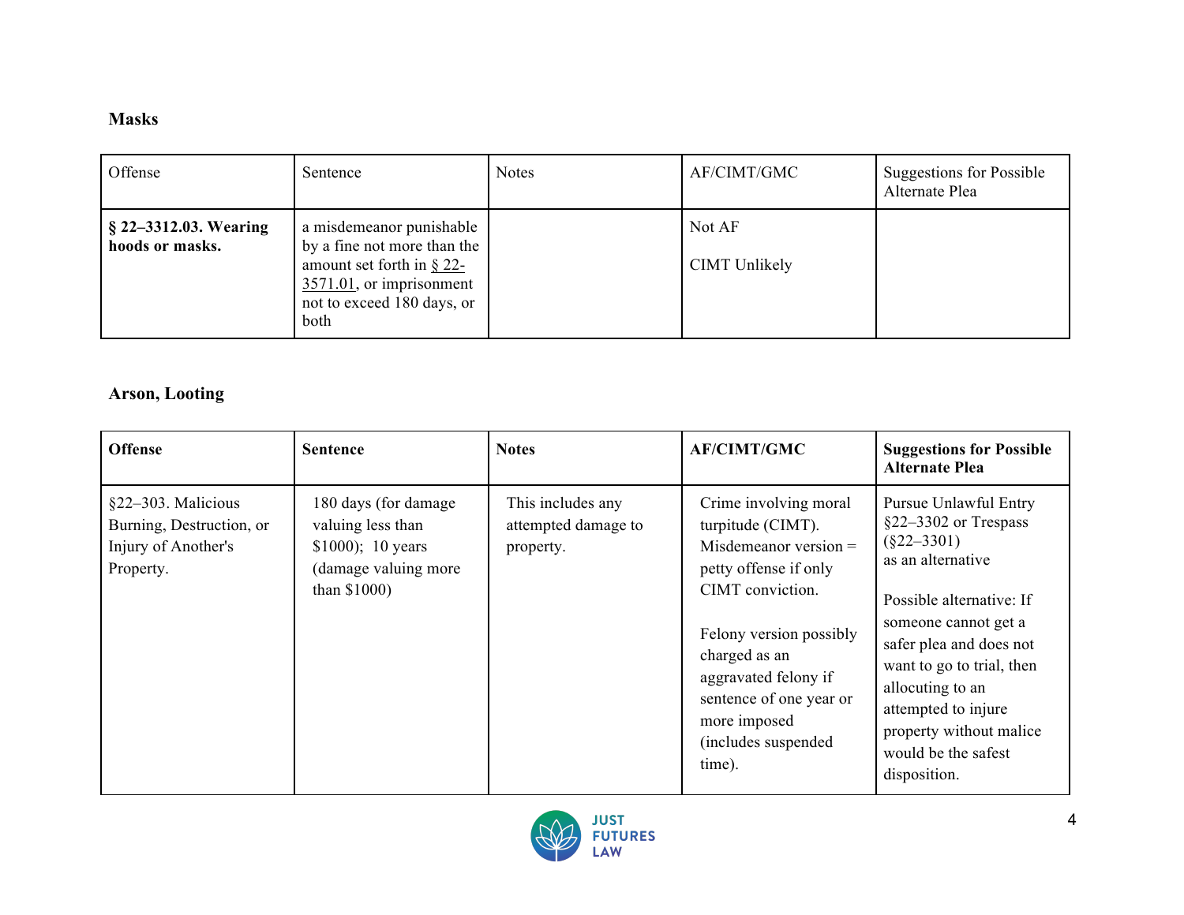## Masks

| Offense | Sentence | Notes | AF/CIMT/GMC | Suggestions for Possible Alternate Plea |
| --- | --- | --- | --- | --- |
| **§ 22–3312.03. Wearing hoods or masks.** | a misdemeanor punishable by a fine not more than the amount set forth in § 22-3571.01, or imprisonment not to exceed 180 days, or both | | Not AF<br><br>CIMT Unlikely | |

## Arson, Looting

| **Offense** | **Sentence** | **Notes** | **AF/CIMT/GMC** | **Suggestions for Possible Alternate Plea** |
| --- | --- | --- | --- | --- |
| §22–303. Malicious Burning, Destruction, or Injury of Another's Property. | 180 days (for damage valuing less than $1000); 10 years (damage valuing more than $1000) | This includes any attempted damage to property. | Crime involving moral turpitude (CIMT). Misdemeanor version = petty offense if only CIMT conviction.<br><br>Felony version possibly charged as an aggravated felony if sentence of one year or more imposed (includes suspended time). | Pursue Unlawful Entry §22–3302 or Trespass (§22–3301) as an alternative<br><br>Possible alternative: If someone cannot get a safer plea and does not want to go to trial, then allocuting to an attempted to injure property without malice would be the safest disposition. |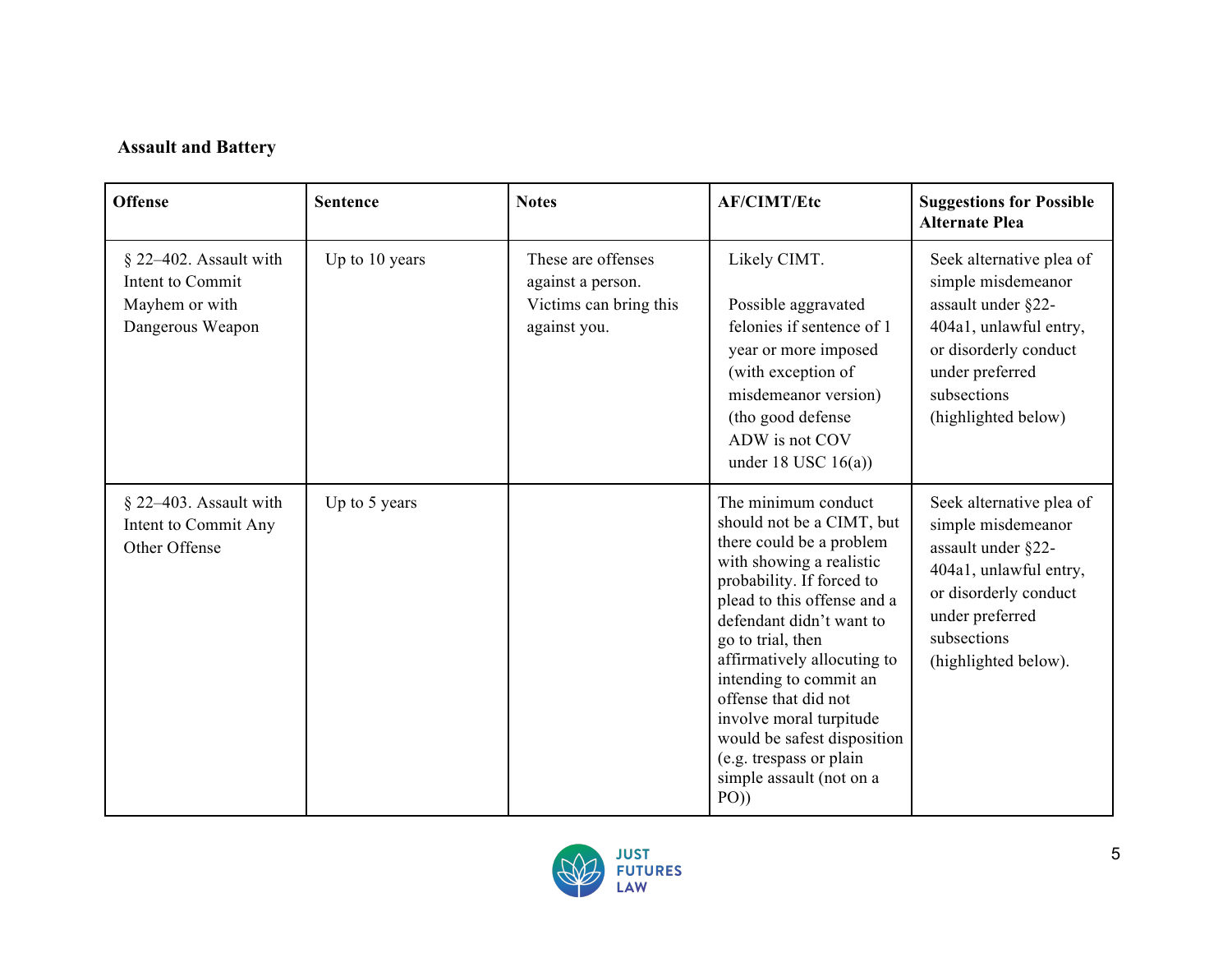**Assault and Battery**

| Offense | Sentence | Notes | AF/CIMT/Etc | Suggestions for Possible Alternate Plea |
|---|---|---|---|---|
| § 22–402. Assault with Intent to Commit Mayhem or with Dangerous Weapon | Up to 10 years | These are offenses against a person. Victims can bring this against you. | Likely CIMT.<br><br>Possible aggravated felonies if sentence of 1 year or more imposed (with exception of misdemeanor version) (tho good defense ADW is not COV under 18 USC 16(a)) | Seek alternative plea of simple misdemeanor assault under §22-404a1, unlawful entry, or disorderly conduct under preferred subsections (highlighted below) |
| § 22–403. Assault with Intent to Commit Any Other Offense | Up to 5 years | | The minimum conduct should not be a CIMT, but there could be a problem with showing a realistic probability. If forced to plead to this offense and a defendant didn't want to go to trial, then affirmatively allocuting to intending to commit an offense that did not involve moral turpitude would be safest disposition (e.g. trespass or plain simple assault (not on a PO)) | Seek alternative plea of simple misdemeanor assault under §22-404a1, unlawful entry, or disorderly conduct under preferred subsections (highlighted below). |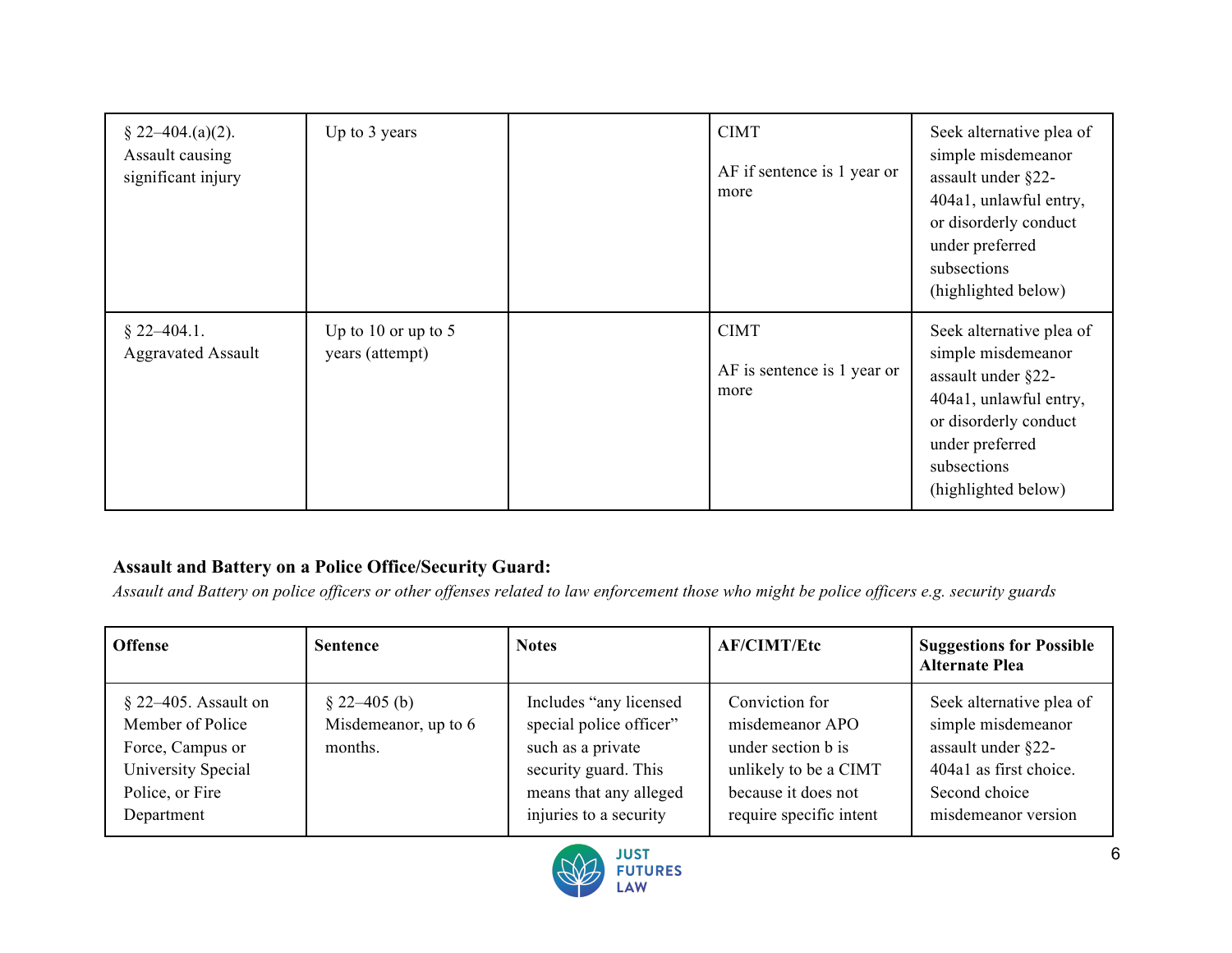| | | | | |
|---|---|---|---|---|
| § 22–404.(a)(2). Assault causing significant injury | Up to 3 years | | CIMT<br><br>AF if sentence is 1 year or more | Seek alternative plea of simple misdemeanor assault under §22-404a1, unlawful entry, or disorderly conduct under preferred subsections (highlighted below) |
| § 22–404.1. Aggravated Assault | Up to 10 or up to 5 years (attempt) | | CIMT<br><br>AF is sentence is 1 year or more | Seek alternative plea of simple misdemeanor assault under §22-404a1, unlawful entry, or disorderly conduct under preferred subsections (highlighted below) |

**Assault and Battery on a Police Office/Security Guard:**

*Assault and Battery on police officers or other offenses related to law enforcement those who might be police officers e.g. security guards*

| Offense | Sentence | Notes | AF/CIMT/Etc | Suggestions for Possible Alternate Plea |
|---|---|---|---|---|
| § 22–405. Assault on Member of Police Force, Campus or University Special Police, or Fire Department | § 22–405 (b) Misdemeanor, up to 6 months. | Includes "any licensed special police officer" such as a private security guard. This means that any alleged injuries to a security | Conviction for misdemeanor APO under section b is unlikely to be a CIMT because it does not require specific intent | Seek alternative plea of simple misdemeanor assault under §22-404a1 as first choice. Second choice misdemeanor version |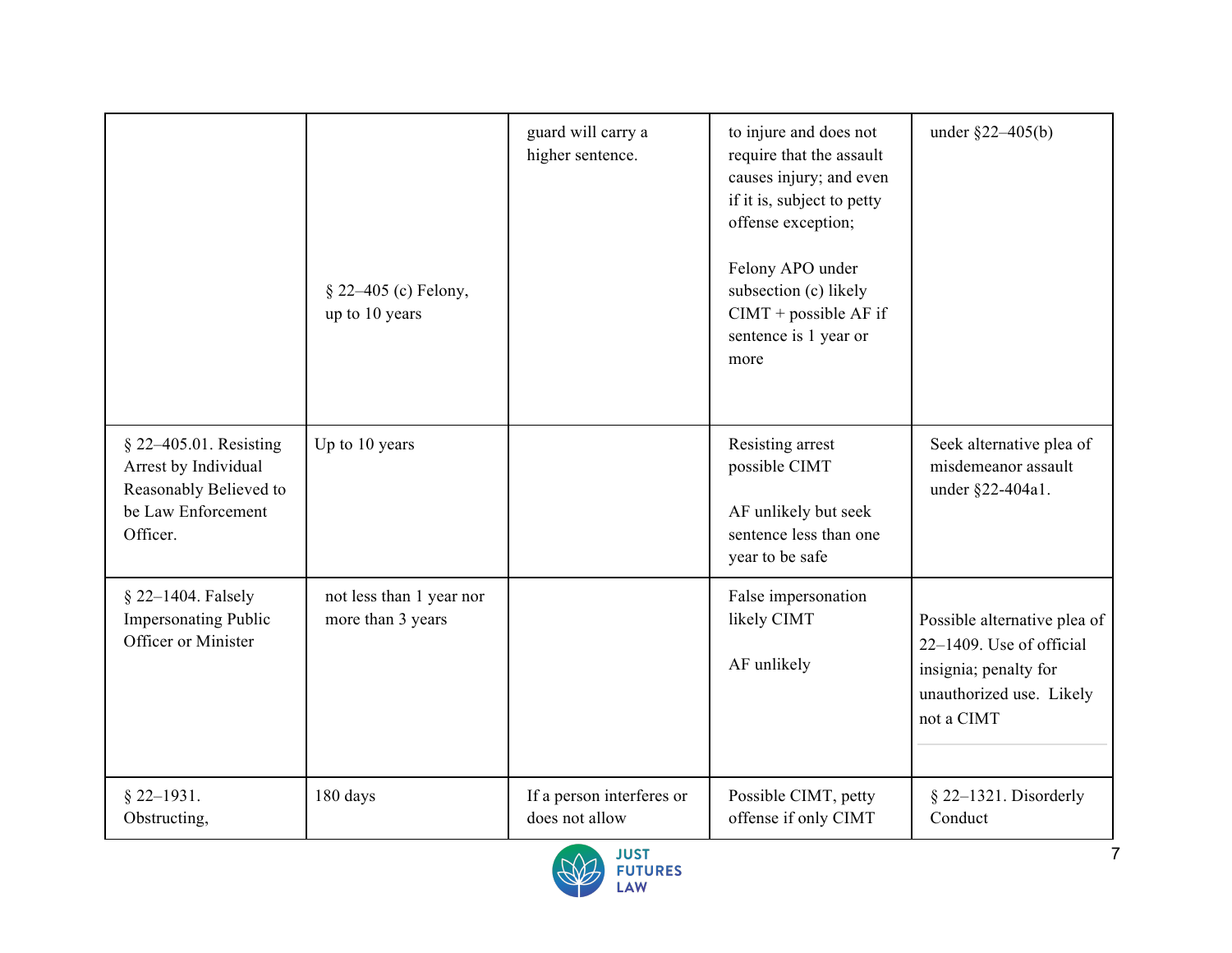| | | | | |
|---|---|---|---|---|
| | § 22–405 (c) Felony, up to 10 years | guard will carry a higher sentence. | to injure and does not require that the assault causes injury; and even if it is, subject to petty offense exception;<br><br>Felony APO under subsection (c) likely CIMT + possible AF if sentence is 1 year or more | under §22–405(b) |
| § 22–405.01. Resisting Arrest by Individual Reasonably Believed to be Law Enforcement Officer. | Up to 10 years | | Resisting arrest possible CIMT<br><br>AF unlikely but seek sentence less than one year to be safe | Seek alternative plea of misdemeanor assault under §22-404a1. |
| § 22–1404. Falsely Impersonating Public Officer or Minister | not less than 1 year nor more than 3 years | | False impersonation likely CIMT<br><br>AF unlikely | Possible alternative plea of 22–1409. Use of official insignia; penalty for unauthorized use. Likely not a CIMT |
| § 22–1931. Obstructing, | 180 days | If a person interferes or does not allow | Possible CIMT, petty offense if only CIMT | § 22–1321. Disorderly Conduct |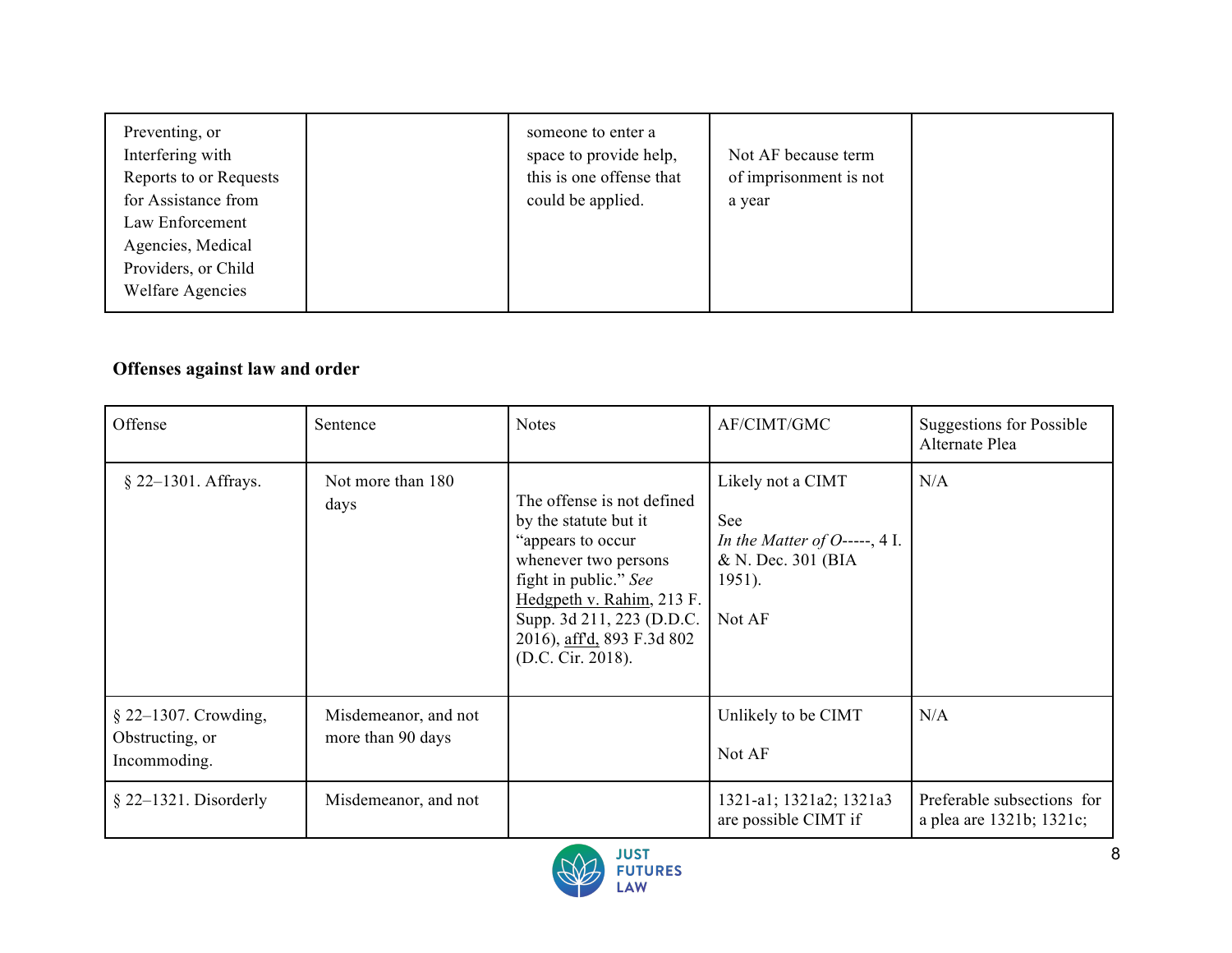| | | | | |
|---|---|---|---|---|
| Preventing, or Interfering with Reports to or Requests for Assistance from Law Enforcement Agencies, Medical Providers, or Child Welfare Agencies | | someone to enter a space to provide help, this is one offense that could be applied. | Not AF because term of imprisonment is not a year | |

**Offenses against law and order**

| Offense | Sentence | Notes | AF/CIMT/GMC | Suggestions for Possible Alternate Plea |
|---|---|---|---|---|
| § 22–1301. Affrays. | Not more than 180 days | The offense is not defined by the statute but it "appears to occur whenever two persons fight in public." *See* Hedgpeth v. Rahim, 213 F. Supp. 3d 211, 223 (D.D.C. 2016), aff'd, 893 F.3d 802 (D.C. Cir. 2018). | Likely not a CIMT<br><br>See *In the Matter of O-----*, 4 I. & N. Dec. 301 (BIA 1951).<br><br>Not AF | N/A |
| § 22–1307. Crowding, Obstructing, or Incommoding. | Misdemeanor, and not more than 90 days | | Unlikely to be CIMT<br><br>Not AF | N/A |
| § 22–1321. Disorderly | Misdemeanor, and not | | 1321-a1; 1321a2; 1321a3 are possible CIMT if | Preferable subsections for a plea are 1321b; 1321c; |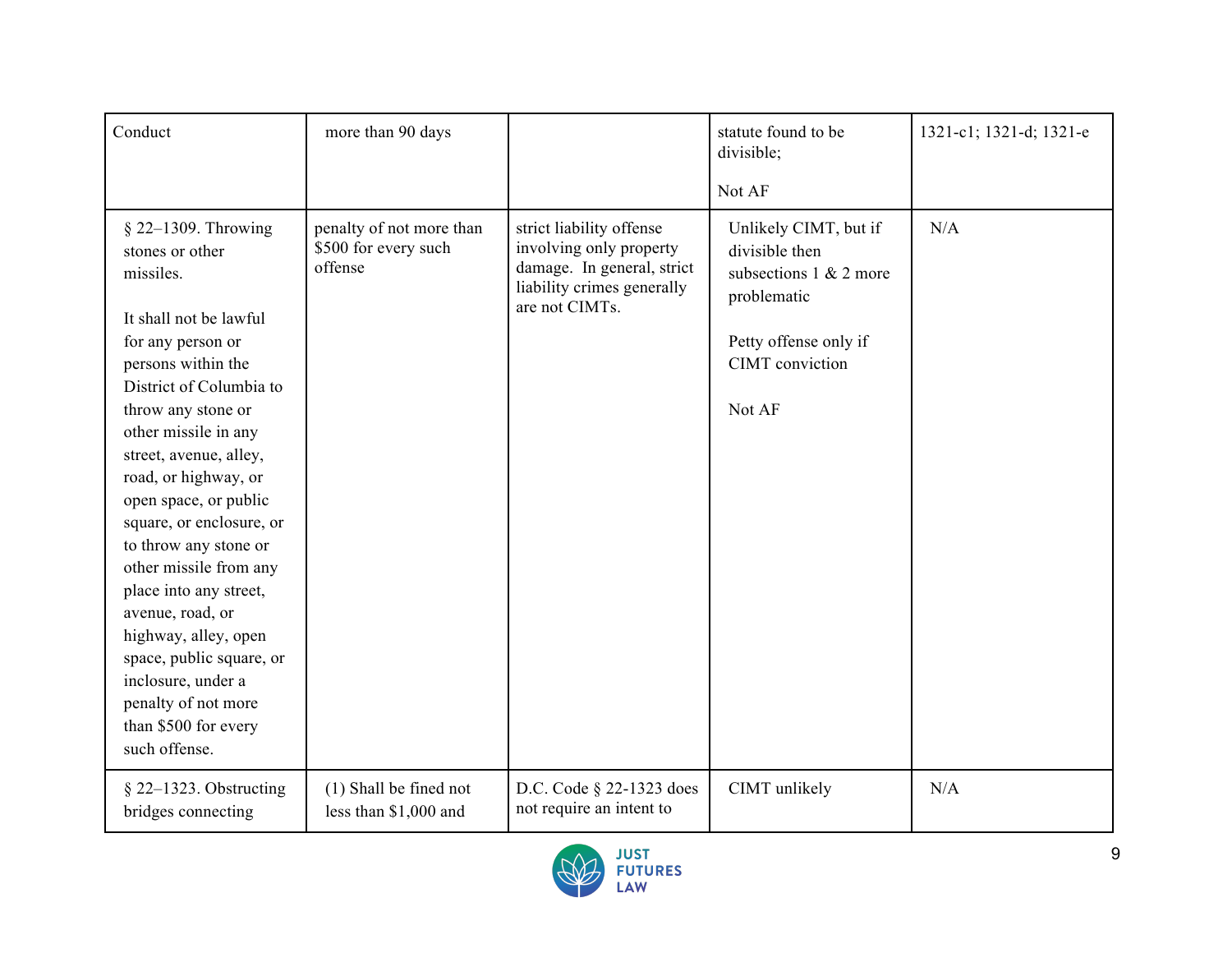| | | | | |
|---|---|---|---|---|
| Conduct | more than 90 days | | statute found to be divisible;<br><br>Not AF | 1321-c1; 1321-d; 1321-e |
| § 22–1309. Throwing stones or other missiles.<br><br>It shall not be lawful for any person or persons within the District of Columbia to throw any stone or other missile in any street, avenue, alley, road, or highway, or open space, or public square, or enclosure, or to throw any stone or other missile from any place into any street, avenue, road, or highway, alley, open space, public square, or inclosure, under a penalty of not more than $500 for every such offense. | penalty of not more than $500 for every such offense | strict liability offense involving only property damage. In general, strict liability crimes generally are not CIMTs. | Unlikely CIMT, but if divisible then subsections 1 & 2 more problematic<br><br>Petty offense only if CIMT conviction<br><br>Not AF | N/A |
| § 22–1323. Obstructing bridges connecting | (1) Shall be fined not less than $1,000 and | D.C. Code § 22-1323 does not require an intent to | CIMT unlikely | N/A |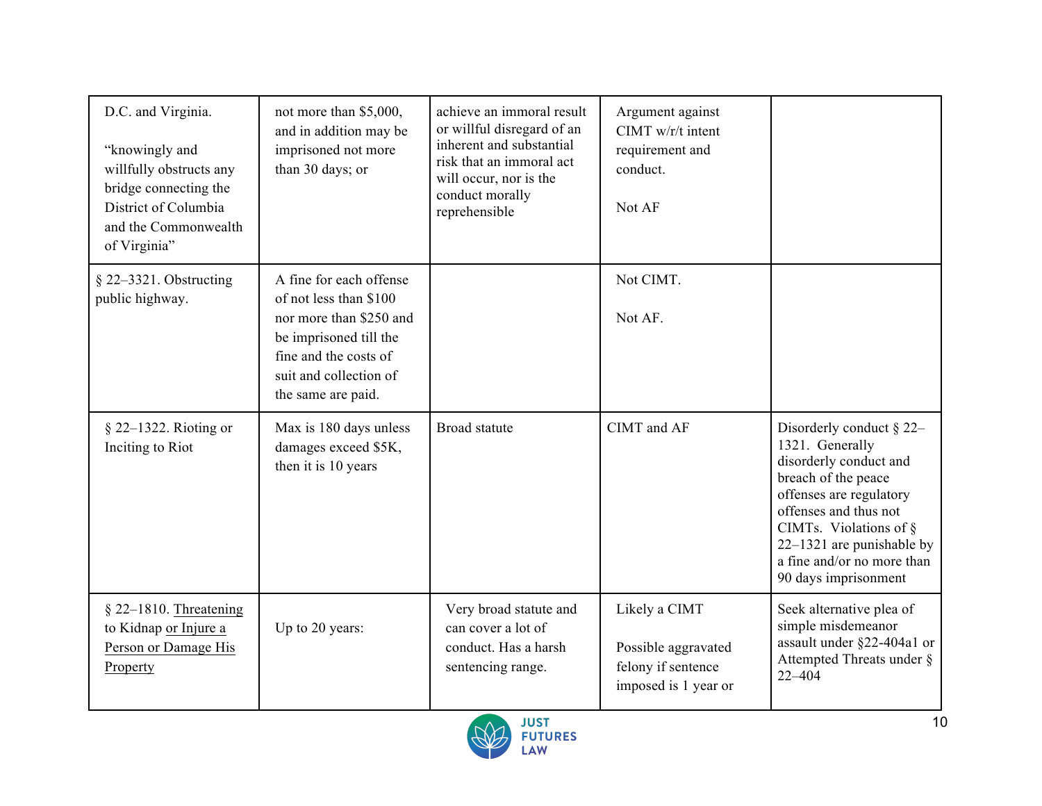| | | | | |
|---|---|---|---|---|
| D.C. and Virginia.<br><br>"knowingly and willfully obstructs any bridge connecting the District of Columbia and the Commonwealth of Virginia" | not more than $5,000, and in addition may be imprisoned not more than 30 days; or | achieve an immoral result or willful disregard of an inherent and substantial risk that an immoral act will occur, nor is the conduct morally reprehensible | Argument against CIMT w/r/t intent requirement and conduct.<br><br>Not AF | |
| § 22–3321. Obstructing public highway. | A fine for each offense of not less than $100 nor more than $250 and be imprisoned till the fine and the costs of suit and collection of the same are paid. | | Not CIMT.<br><br>Not AF. | |
| § 22–1322. Rioting or Inciting to Riot | Max is 180 days unless damages exceed $5K, then it is 10 years | Broad statute | CIMT and AF | Disorderly conduct § 22–1321. Generally disorderly conduct and breach of the peace offenses are regulatory offenses and thus not CIMTs. Violations of § 22–1321 are punishable by a fine and/or no more than 90 days imprisonment |
| § 22–1810. Threatening to Kidnap or Injure a Person or Damage His Property | Up to 20 years: | Very broad statute and can cover a lot of conduct. Has a harsh sentencing range. | Likely a CIMT<br><br>Possible aggravated felony if sentence imposed is 1 year or | Seek alternative plea of simple misdemeanor assault under §22-404a1 or Attempted Threats under § 22–404 |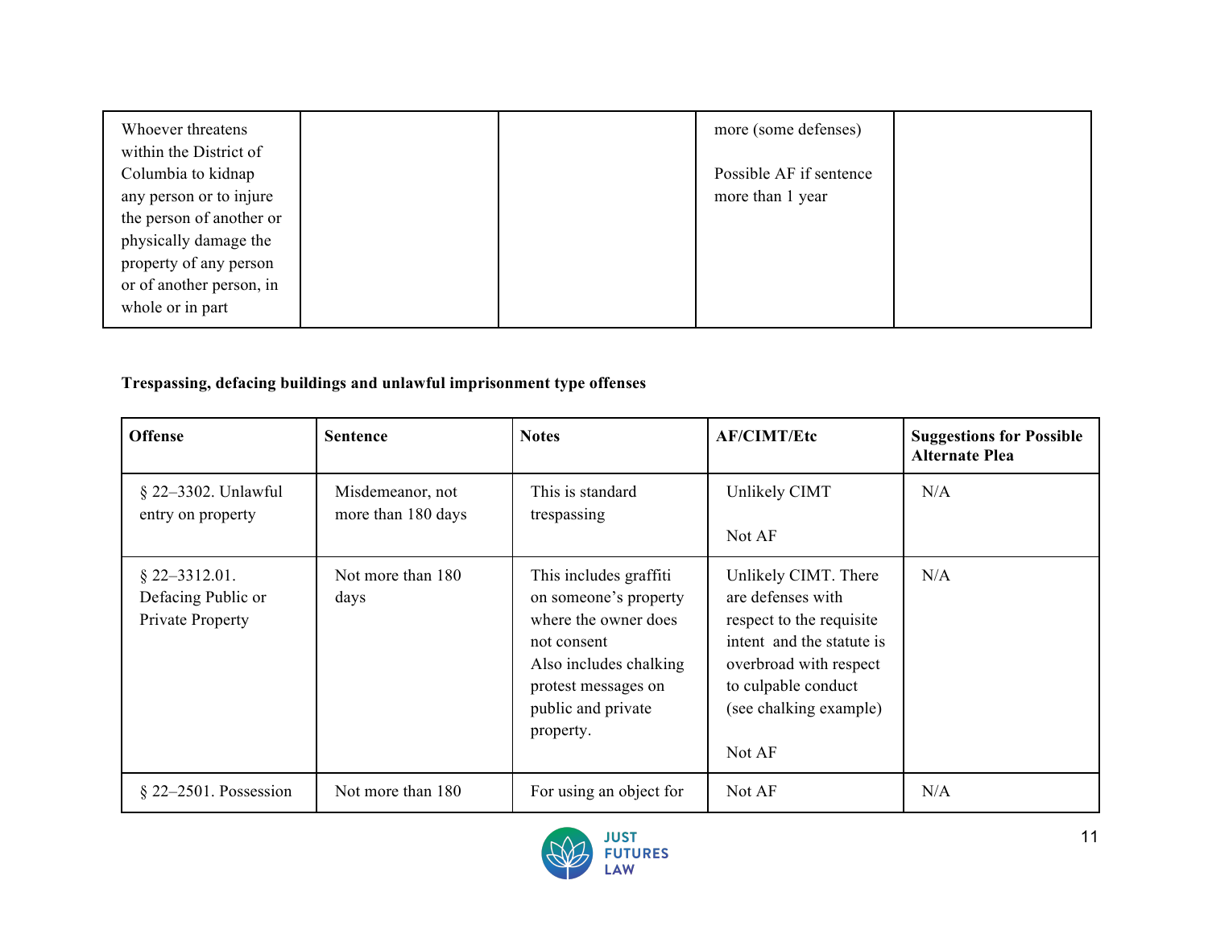| | | | | |
|---|---|---|---|---|
| Whoever threatens within the District of Columbia to kidnap any person or to injure the person of another or physically damage the property of any person or of another person, in whole or in part | | | more (some defenses)<br><br>Possible AF if sentence more than 1 year | |

**Trespassing, defacing buildings and unlawful imprisonment type offenses**

| Offense | Sentence | Notes | AF/CIMT/Etc | Suggestions for Possible Alternate Plea |
|---|---|---|---|---|
| § 22–3302. Unlawful entry on property | Misdemeanor, not more than 180 days | This is standard trespassing | Unlikely CIMT<br><br>Not AF | N/A |
| § 22–3312.01. Defacing Public or Private Property | Not more than 180 days | This includes graffiti on someone's property where the owner does not consent<br>Also includes chalking protest messages on public and private property. | Unlikely CIMT. There are defenses with respect to the requisite intent and the statute is overbroad with respect to culpable conduct (see chalking example)<br><br>Not AF | N/A |
| § 22–2501. Possession | Not more than 180 | For using an object for | Not AF | N/A |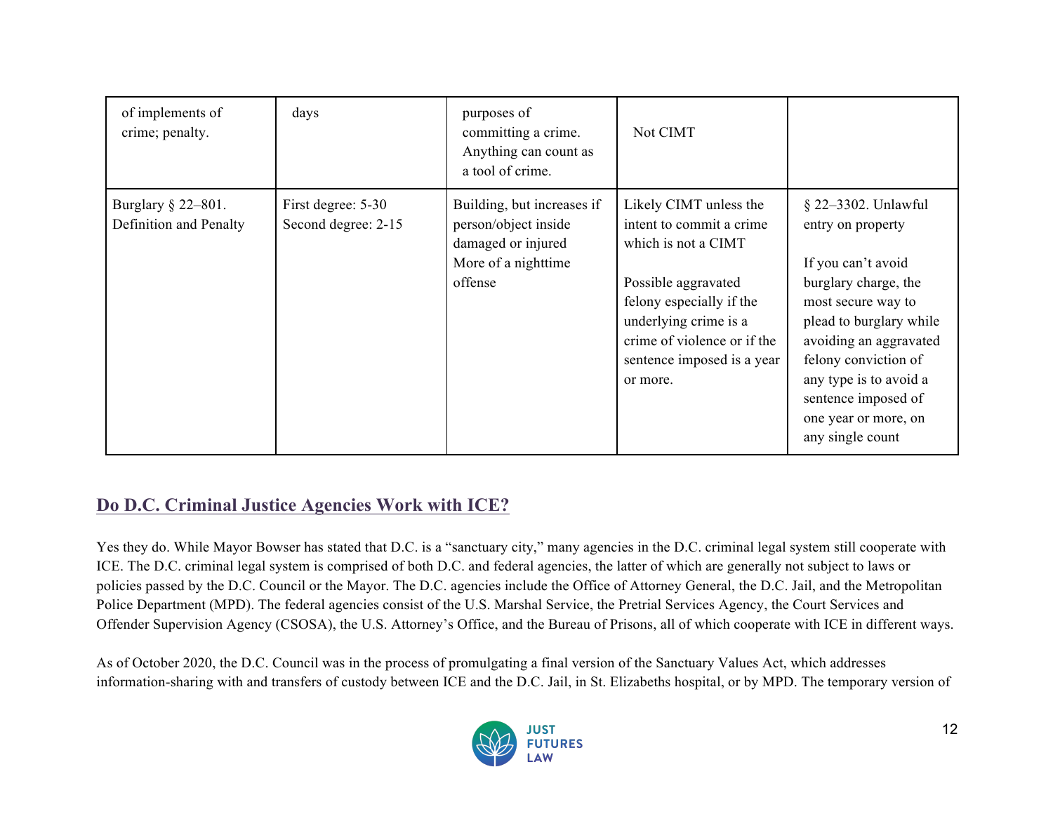| | | | | |
|---|---|---|---|---|
| of implements of crime; penalty. | days | purposes of committing a crime. Anything can count as a tool of crime. | Not CIMT | |
| Burglary § 22–801. Definition and Penalty | First degree: 5-30<br>Second degree: 2-15 | Building, but increases if person/object inside damaged or injured<br>More of a nighttime offense | Likely CIMT unless the intent to commit a crime which is not a CIMT<br><br>Possible aggravated felony especially if the underlying crime is a crime of violence or if the sentence imposed is a year or more. | § 22–3302. Unlawful entry on property<br><br>If you can't avoid burglary charge, the most secure way to plead to burglary while avoiding an aggravated felony conviction of any type is to avoid a sentence imposed of one year or more, on any single count |

## Do D.C. Criminal Justice Agencies Work with ICE?

Yes they do. While Mayor Bowser has stated that D.C. is a "sanctuary city," many agencies in the D.C. criminal legal system still cooperate with ICE. The D.C. criminal legal system is comprised of both D.C. and federal agencies, the latter of which are generally not subject to laws or policies passed by the D.C. Council or the Mayor. The D.C. agencies include the Office of Attorney General, the D.C. Jail, and the Metropolitan Police Department (MPD). The federal agencies consist of the U.S. Marshal Service, the Pretrial Services Agency, the Court Services and Offender Supervision Agency (CSOSA), the U.S. Attorney's Office, and the Bureau of Prisons, all of which cooperate with ICE in different ways.

As of October 2020, the D.C. Council was in the process of promulgating a final version of the Sanctuary Values Act, which addresses information-sharing with and transfers of custody between ICE and the D.C. Jail, in St. Elizabeths hospital, or by MPD. The temporary version of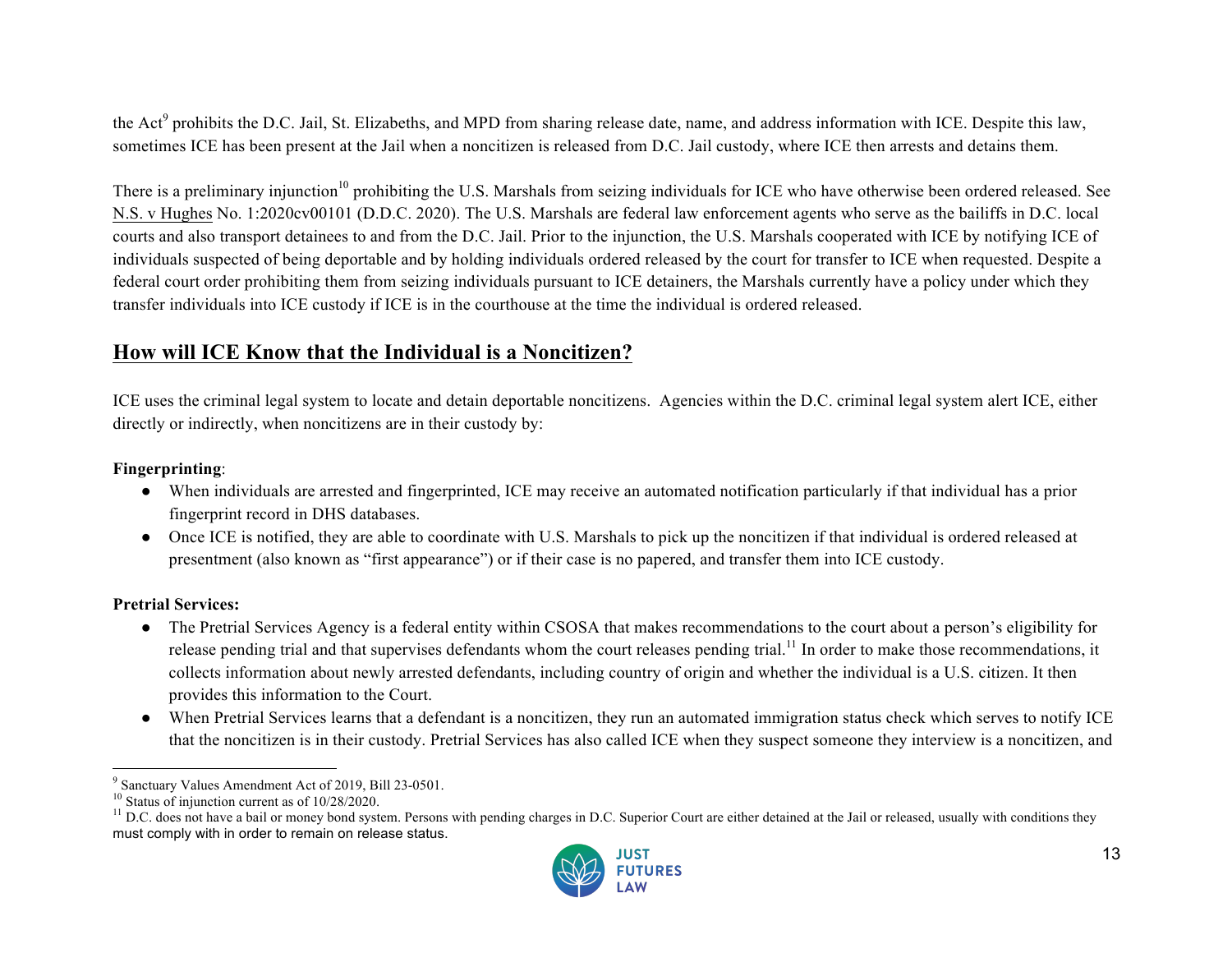the Act[9] prohibits the D.C. Jail, St. Elizabeths, and MPD from sharing release date, name, and address information with ICE. Despite this law, sometimes ICE has been present at the Jail when a noncitizen is released from D.C. Jail custody, where ICE then arrests and detains them.

There is a preliminary injunction[10] prohibiting the U.S. Marshals from seizing individuals for ICE who have otherwise been ordered released. See N.S. v Hughes No. 1:2020cv00101 (D.D.C. 2020). The U.S. Marshals are federal law enforcement agents who serve as the bailiffs in D.C. local courts and also transport detainees to and from the D.C. Jail. Prior to the injunction, the U.S. Marshals cooperated with ICE by notifying ICE of individuals suspected of being deportable and by holding individuals ordered released by the court for transfer to ICE when requested. Despite a federal court order prohibiting them from seizing individuals pursuant to ICE detainers, the Marshals currently have a policy under which they transfer individuals into ICE custody if ICE is in the courthouse at the time the individual is ordered released.

## How will ICE Know that the Individual is a Noncitizen?

ICE uses the criminal legal system to locate and detain deportable noncitizens. Agencies within the D.C. criminal legal system alert ICE, either directly or indirectly, when noncitizens are in their custody by:

**Fingerprinting**:

- When individuals are arrested and fingerprinted, ICE may receive an automated notification particularly if that individual has a prior fingerprint record in DHS databases.
- Once ICE is notified, they are able to coordinate with U.S. Marshals to pick up the noncitizen if that individual is ordered released at presentment (also known as "first appearance") or if their case is no papered, and transfer them into ICE custody.

**Pretrial Services:**

- The Pretrial Services Agency is a federal entity within CSOSA that makes recommendations to the court about a person's eligibility for release pending trial and that supervises defendants whom the court releases pending trial.[11] In order to make those recommendations, it collects information about newly arrested defendants, including country of origin and whether the individual is a U.S. citizen. It then provides this information to the Court.
- When Pretrial Services learns that a defendant is a noncitizen, they run an automated immigration status check which serves to notify ICE that the noncitizen is in their custody. Pretrial Services has also called ICE when they suspect someone they interview is a noncitizen, and

---

[9] Sanctuary Values Amendment Act of 2019, Bill 23-0501.

[10] Status of injunction current as of 10/28/2020.

[11] D.C. does not have a bail or money bond system. Persons with pending charges in D.C. Superior Court are either detained at the Jail or released, usually with conditions they must comply with in order to remain on release status.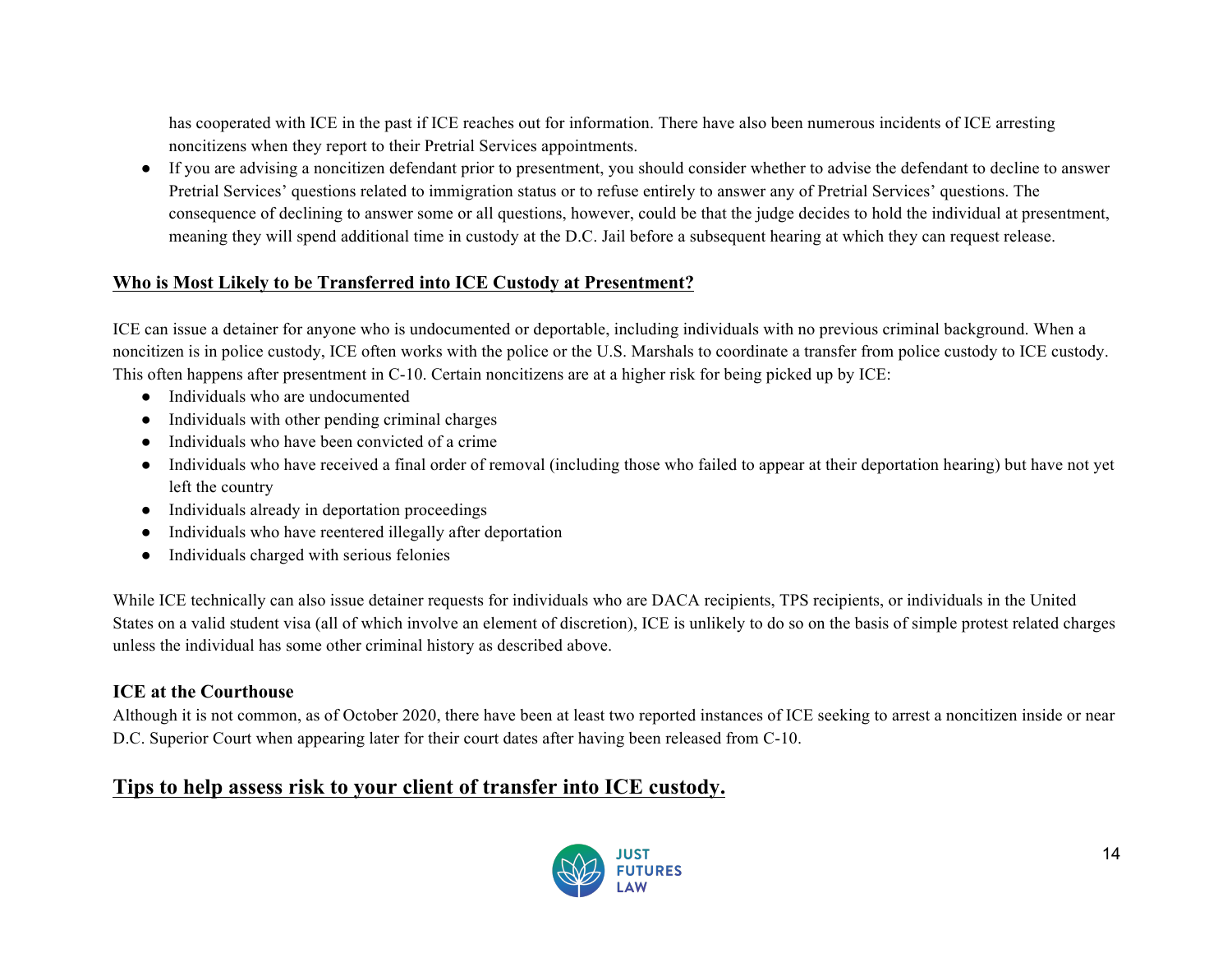has cooperated with ICE in the past if ICE reaches out for information. There have also been numerous incidents of ICE arresting noncitizens when they report to their Pretrial Services appointments.

- If you are advising a noncitizen defendant prior to presentment, you should consider whether to advise the defendant to decline to answer Pretrial Services' questions related to immigration status or to refuse entirely to answer any of Pretrial Services' questions. The consequence of declining to answer some or all questions, however, could be that the judge decides to hold the individual at presentment, meaning they will spend additional time in custody at the D.C. Jail before a subsequent hearing at which they can request release.

### Who is Most Likely to be Transferred into ICE Custody at Presentment?

ICE can issue a detainer for anyone who is undocumented or deportable, including individuals with no previous criminal background. When a noncitizen is in police custody, ICE often works with the police or the U.S. Marshals to coordinate a transfer from police custody to ICE custody. This often happens after presentment in C-10. Certain noncitizens are at a higher risk for being picked up by ICE:

- Individuals who are undocumented
- Individuals with other pending criminal charges
- Individuals who have been convicted of a crime
- Individuals who have received a final order of removal (including those who failed to appear at their deportation hearing) but have not yet left the country
- Individuals already in deportation proceedings
- Individuals who have reentered illegally after deportation
- Individuals charged with serious felonies

While ICE technically can also issue detainer requests for individuals who are DACA recipients, TPS recipients, or individuals in the United States on a valid student visa (all of which involve an element of discretion), ICE is unlikely to do so on the basis of simple protest related charges unless the individual has some other criminal history as described above.

### ICE at the Courthouse

Although it is not common, as of October 2020, there have been at least two reported instances of ICE seeking to arrest a noncitizen inside or near D.C. Superior Court when appearing later for their court dates after having been released from C-10.

## Tips to help assess risk to your client of transfer into ICE custody.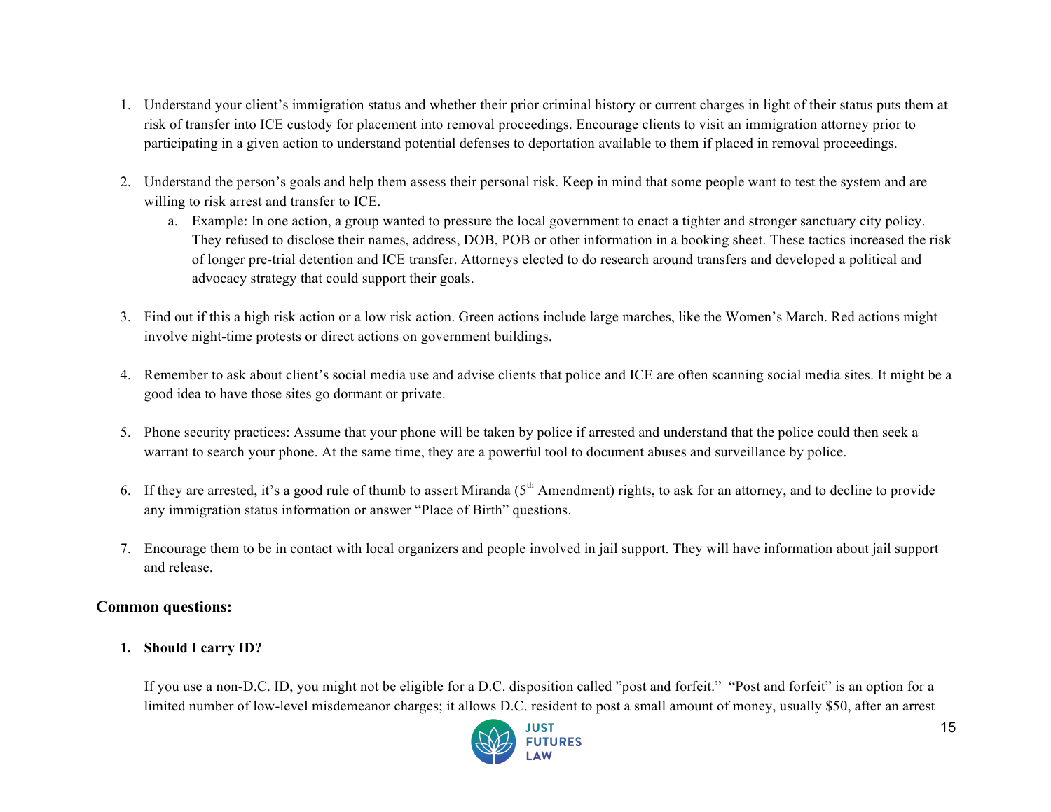1. Understand your client's immigration status and whether their prior criminal history or current charges in light of their status puts them at risk of transfer into ICE custody for placement into removal proceedings. Encourage clients to visit an immigration attorney prior to participating in a given action to understand potential defenses to deportation available to them if placed in removal proceedings.

2. Understand the person's goals and help them assess their personal risk. Keep in mind that some people want to test the system and are willing to risk arrest and transfer to ICE.
   a. Example: In one action, a group wanted to pressure the local government to enact a tighter and stronger sanctuary city policy. They refused to disclose their names, address, DOB, POB or other information in a booking sheet. These tactics increased the risk of longer pre-trial detention and ICE transfer. Attorneys elected to do research around transfers and developed a political and advocacy strategy that could support their goals.

3. Find out if this a high risk action or a low risk action. Green actions include large marches, like the Women's March. Red actions might involve night-time protests or direct actions on government buildings.

4. Remember to ask about client's social media use and advise clients that police and ICE are often scanning social media sites. It might be a good idea to have those sites go dormant or private.

5. Phone security practices: Assume that your phone will be taken by police if arrested and understand that the police could then seek a warrant to search your phone. At the same time, they are a powerful tool to document abuses and surveillance by police.

6. If they are arrested, it's a good rule of thumb to assert Miranda (5th Amendment) rights, to ask for an attorney, and to decline to provide any immigration status information or answer "Place of Birth" questions.

7. Encourage them to be in contact with local organizers and people involved in jail support. They will have information about jail support and release.

### Common questions:

1. **Should I carry ID?**

   If you use a non-D.C. ID, you might not be eligible for a D.C. disposition called "post and forfeit." "Post and forfeit" is an option for a limited number of low-level misdemeanor charges; it allows D.C. resident to post a small amount of money, usually $50, after an arrest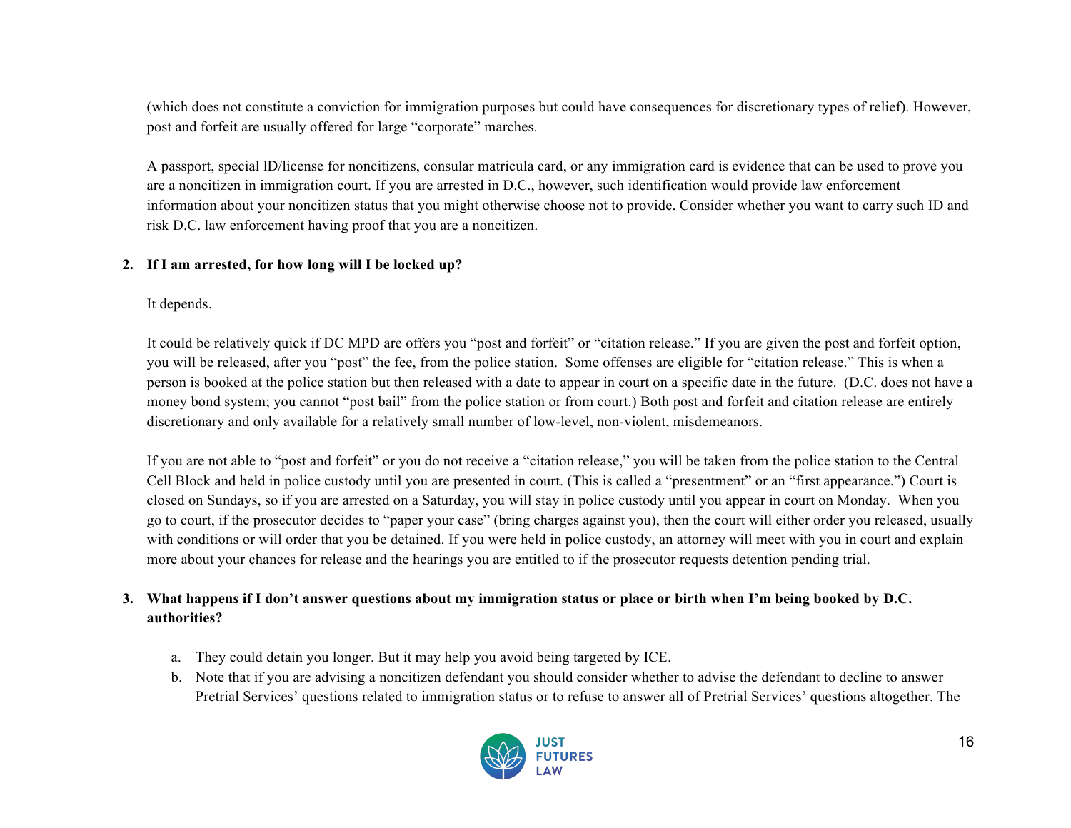(which does not constitute a conviction for immigration purposes but could have consequences for discretionary types of relief). However, post and forfeit are usually offered for large "corporate" marches.

A passport, special ID/license for noncitizens, consular matricula card, or any immigration card is evidence that can be used to prove you are a noncitizen in immigration court. If you are arrested in D.C., however, such identification would provide law enforcement information about your noncitizen status that you might otherwise choose not to provide. Consider whether you want to carry such ID and risk D.C. law enforcement having proof that you are a noncitizen.

2. **If I am arrested, for how long will I be locked up?**

   It depends.

   It could be relatively quick if DC MPD are offers you "post and forfeit" or "citation release." If you are given the post and forfeit option, you will be released, after you "post" the fee, from the police station. Some offenses are eligible for "citation release." This is when a person is booked at the police station but then released with a date to appear in court on a specific date in the future. (D.C. does not have a money bond system; you cannot "post bail" from the police station or from court.) Both post and forfeit and citation release are entirely discretionary and only available for a relatively small number of low-level, non-violent, misdemeanors.

   If you are not able to "post and forfeit" or you do not receive a "citation release," you will be taken from the police station to the Central Cell Block and held in police custody until you are presented in court. (This is called a "presentment" or an "first appearance.") Court is closed on Sundays, so if you are arrested on a Saturday, you will stay in police custody until you appear in court on Monday. When you go to court, if the prosecutor decides to "paper your case" (bring charges against you), then the court will either order you released, usually with conditions or will order that you be detained. If you were held in police custody, an attorney will meet with you in court and explain more about your chances for release and the hearings you are entitled to if the prosecutor requests detention pending trial.

3. **What happens if I don't answer questions about my immigration status or place or birth when I'm being booked by D.C. authorities?**

   a. They could detain you longer. But it may help you avoid being targeted by ICE.
   b. Note that if you are advising a noncitizen defendant you should consider whether to advise the defendant to decline to answer Pretrial Services' questions related to immigration status or to refuse to answer all of Pretrial Services' questions altogether. The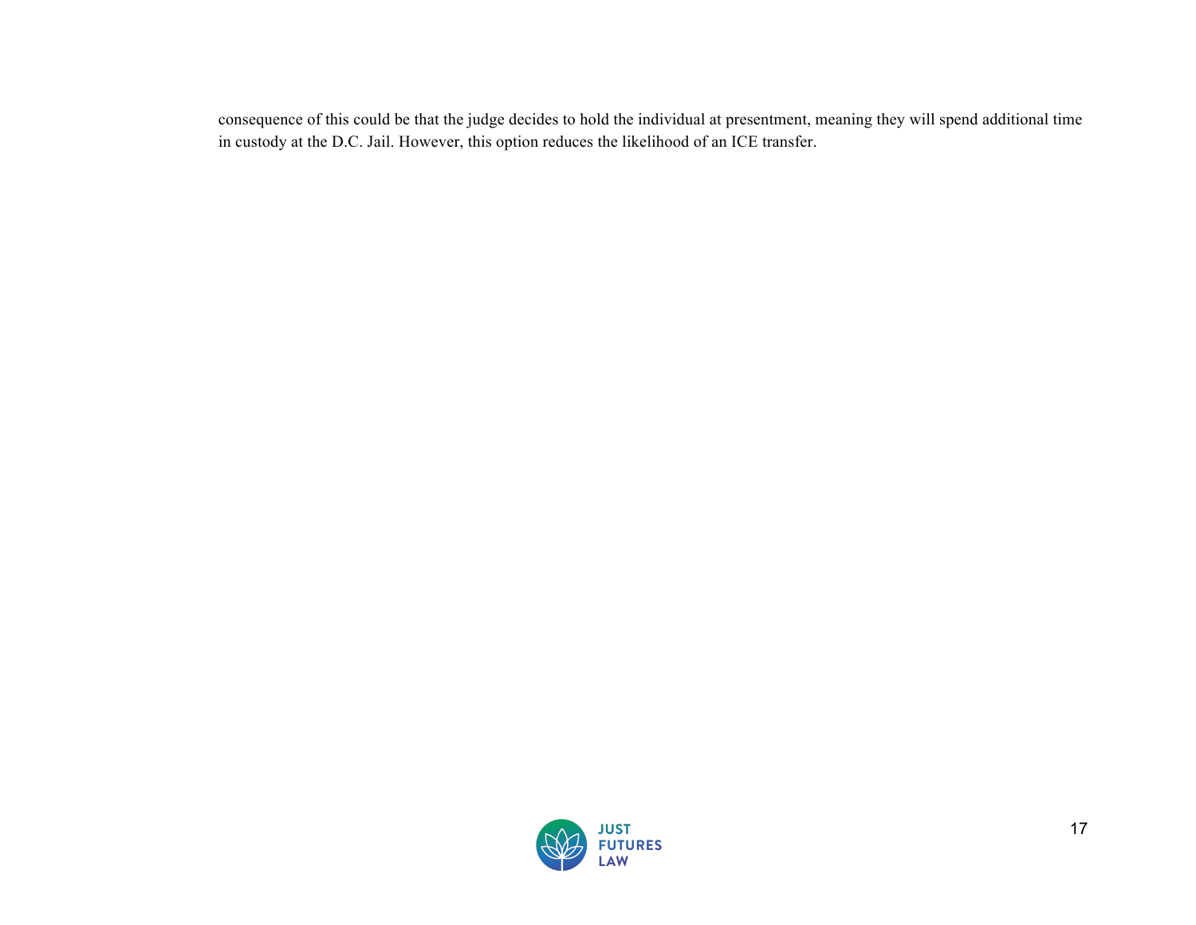consequence of this could be that the judge decides to hold the individual at presentment, meaning they will spend additional time in custody at the D.C. Jail. However, this option reduces the likelihood of an ICE transfer.